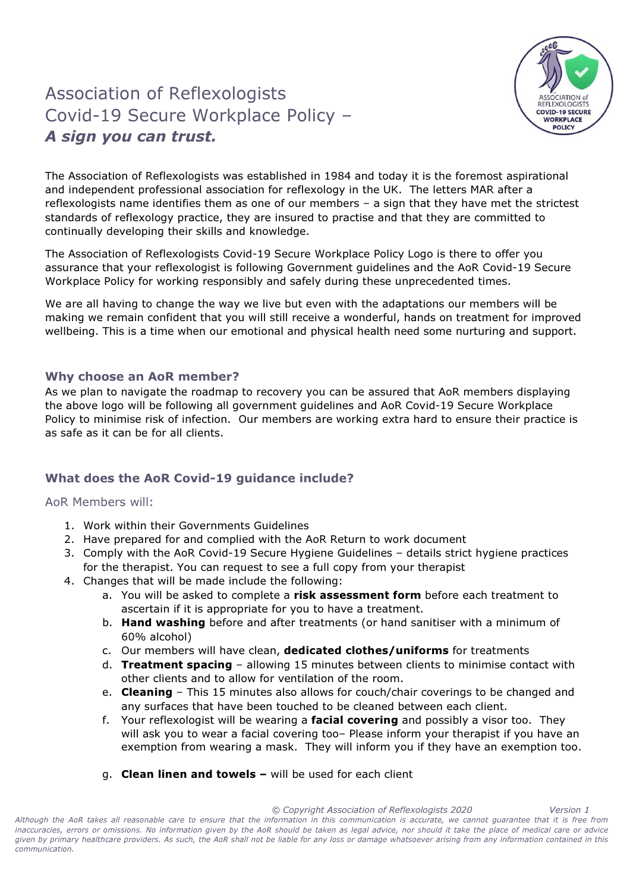# Association of Reflexologists Covid-19 Secure Workplace Policy – *A sign you can trust.*

The Association of Reflexologists was established in 1984 and today it is the foremost aspirational and independent professional association for reflexology in the UK. The letters MAR after a reflexologists name identifies them as one of our members – a sign that they have met the strictest standards of reflexology practice, they are insured to practise and that they are committed to continually developing their skills and knowledge.

The Association of Reflexologists Covid-19 Secure Workplace Policy Logo is there to offer you assurance that your reflexologist is following Government guidelines and the AoR Covid-19 Secure Workplace Policy for working responsibly and safely during these unprecedented times.

We are all having to change the way we live but even with the adaptations our members will be making we remain confident that you will still receive a wonderful, hands on treatment for improved wellbeing. This is a time when our emotional and physical health need some nurturing and support.

## Why choose an AoR member?

As we plan to navigate the roadmap to recovery you can be assured that AoR members displaying the above logo will be following all government guidelines and AoR Covid-19 Secure Workplace Policy to minimise risk of infection. Our members are working extra hard to ensure their practice is as safe as it can be for all clients.

## What does the AoR Covid-19 guidance include?

### AoR Members will:

1. Work within their Governments Guidelines
2. Have prepared for and complied with the AoR Return to work document
3. Comply with the AoR Covid-19 Secure Hygiene Guidelines – details strict hygiene practices for the therapist. You can request to see a full copy from your therapist
4. Changes that will be made include the following:
    a. You will be asked to complete a **risk assessment form** before each treatment to ascertain if it is appropriate for you to have a treatment.
    b. **Hand washing** before and after treatments (or hand sanitiser with a minimum of 60% alcohol)
    c. Our members will have clean, **dedicated clothes/uniforms** for treatments
    d. **Treatment spacing** – allowing 15 minutes between clients to minimise contact with other clients and to allow for ventilation of the room.
    e. **Cleaning** – This 15 minutes also allows for couch/chair coverings to be changed and any surfaces that have been touched to be cleaned between each client.
    f. Your reflexologist will be wearing a **facial covering** and possibly a visor too. They will ask you to wear a facial covering too– Please inform your therapist if you have an exemption from wearing a mask. They will inform you if they have an exemption too.
    g. **Clean linen and towels –** will be used for each client

*© Copyright Association of Reflexologists 2020 Version 1*

*Although the AoR takes all reasonable care to ensure that the information in this communication is accurate, we cannot guarantee that it is free from inaccuracies, errors or omissions. No information given by the AoR should be taken as legal advice, nor should it take the place of medical care or advice given by primary healthcare providers. As such, the AoR shall not be liable for any loss or damage whatsoever arising from any information contained in this communication.*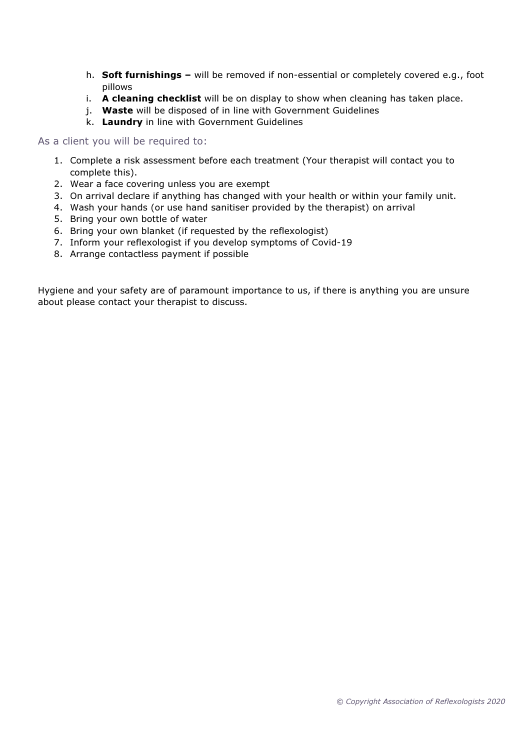h. **Soft furnishings –** will be removed if non-essential or completely covered e.g., foot pillows
i. **A cleaning checklist** will be on display to show when cleaning has taken place.
j. **Waste** will be disposed of in line with Government Guidelines
k. **Laundry** in line with Government Guidelines

## As a client you will be required to:

1. Complete a risk assessment before each treatment (Your therapist will contact you to complete this).
2. Wear a face covering unless you are exempt
3. On arrival declare if anything has changed with your health or within your family unit.
4. Wash your hands (or use hand sanitiser provided by the therapist) on arrival
5. Bring your own bottle of water
6. Bring your own blanket (if requested by the reflexologist)
7. Inform your reflexologist if you develop symptoms of Covid-19
8. Arrange contactless payment if possible

Hygiene and your safety are of paramount importance to us, if there is anything you are unsure about please contact your therapist to discuss.

*© Copyright Association of Reflexologists 2020*